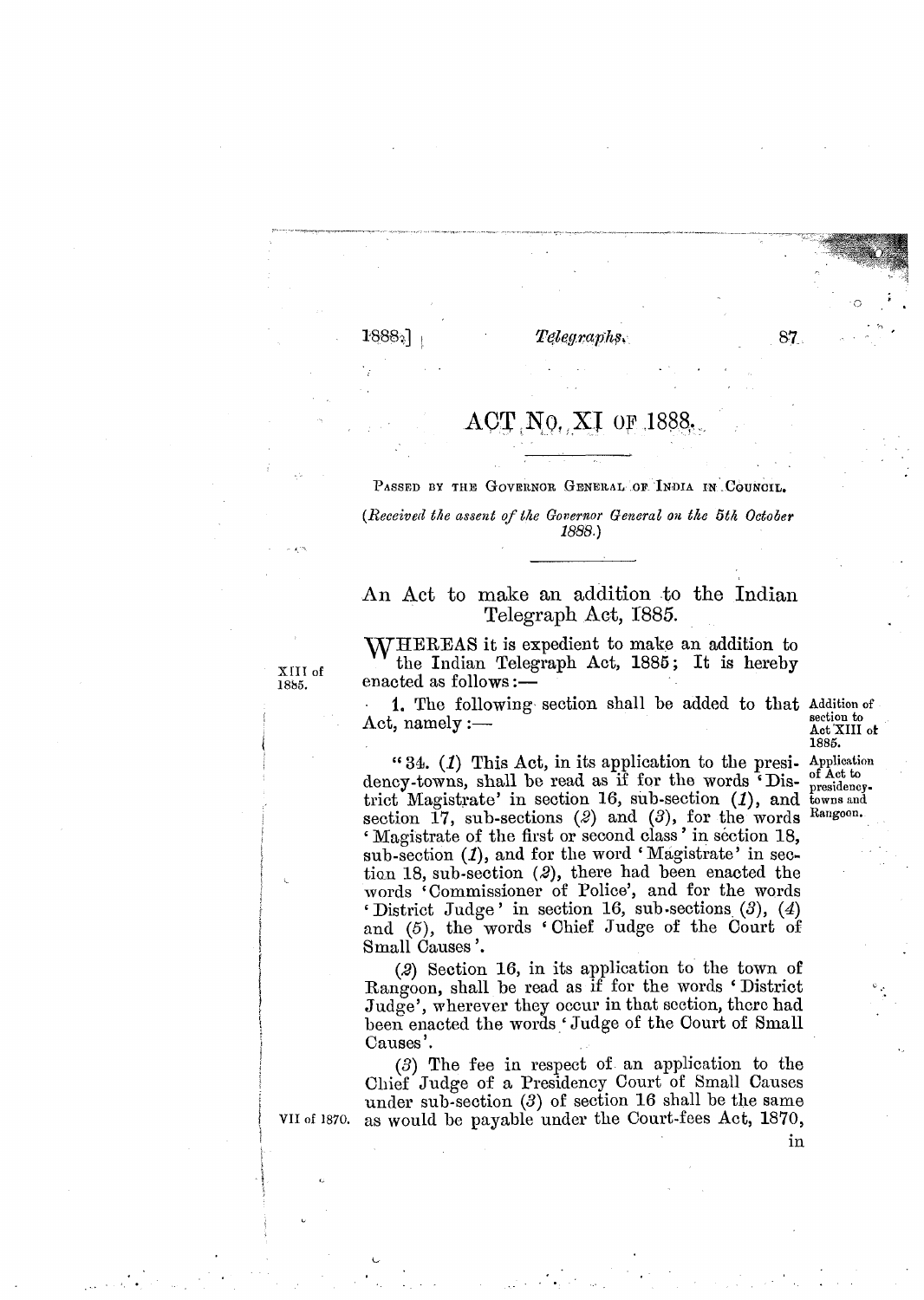# ACT No. XI OF 1888.

PASSED BY THE GOVERNOR GENERAL OF INDIA IN COUNCIL.

*(Received the assent of the Governor General on the 5th October 1888.)*

## An Act to make an addition to the Indian Telegraph Act, 1885.

WHEREAS it is expedient to make an addition to the Indian Telegraph Act, 1885; It is hereby enacted as follows:—

XIII of 1885.

Addition of section to Act XIII of 1885.

1. The following section shall be added to that Act, namely:—

Application of Act to presidency-towns and Rangoon.

"34. (*1*) This Act, in its application to the presidency-towns, shall be read as if for the words 'District Magistrate' in section 16, sub-section (*1*), and section 17, sub-sections (*2*) and (*3*), for the words 'Magistrate of the first or second class' in section 18, sub-section (*1*), and for the word 'Magistrate' in section 18, sub-section (*2*), there had been enacted the words 'Commissioner of Police', and for the words 'District Judge' in section 16, sub-sections (*3*), (*4*) and (*5*), the words 'Chief Judge of the Court of Small Causes'.

(*2*) Section 16, in its application to the town of Rangoon, shall be read as if for the words 'District Judge', wherever they occur in that section, there had been enacted the words 'Judge of the Court of Small Causes'.

(*3*) The fee in respect of an application to the Chief Judge of a Presidency Court of Small Causes under sub-section (*3*) of section 16 shall be the same as would be payable under the Court-fees Act, 1870, in

VII of 1870.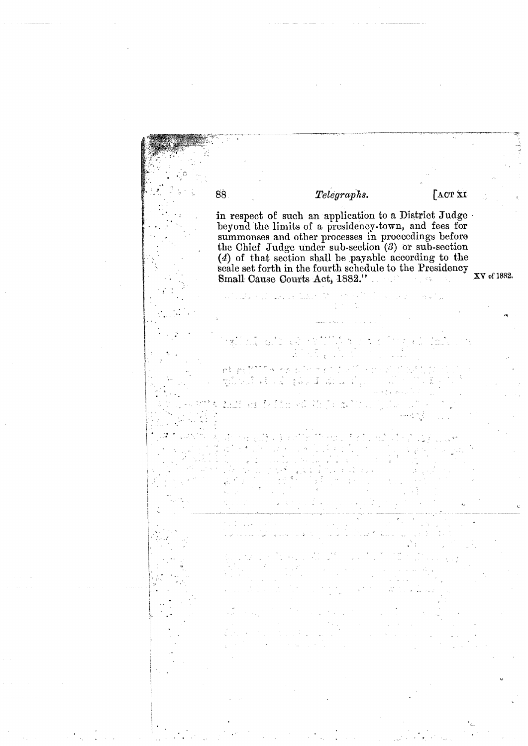in respect of such an application to a District Judge beyond the limits of a presidency-town, and fees for summonses and other processes in proceedings before the Chief Judge under sub-section (*3*) or sub-section (*4*) of that section shall be payable according to the scale set forth in the fourth schedule to the Presidency Small Cause Courts Act, 1882."

XV of 1882.